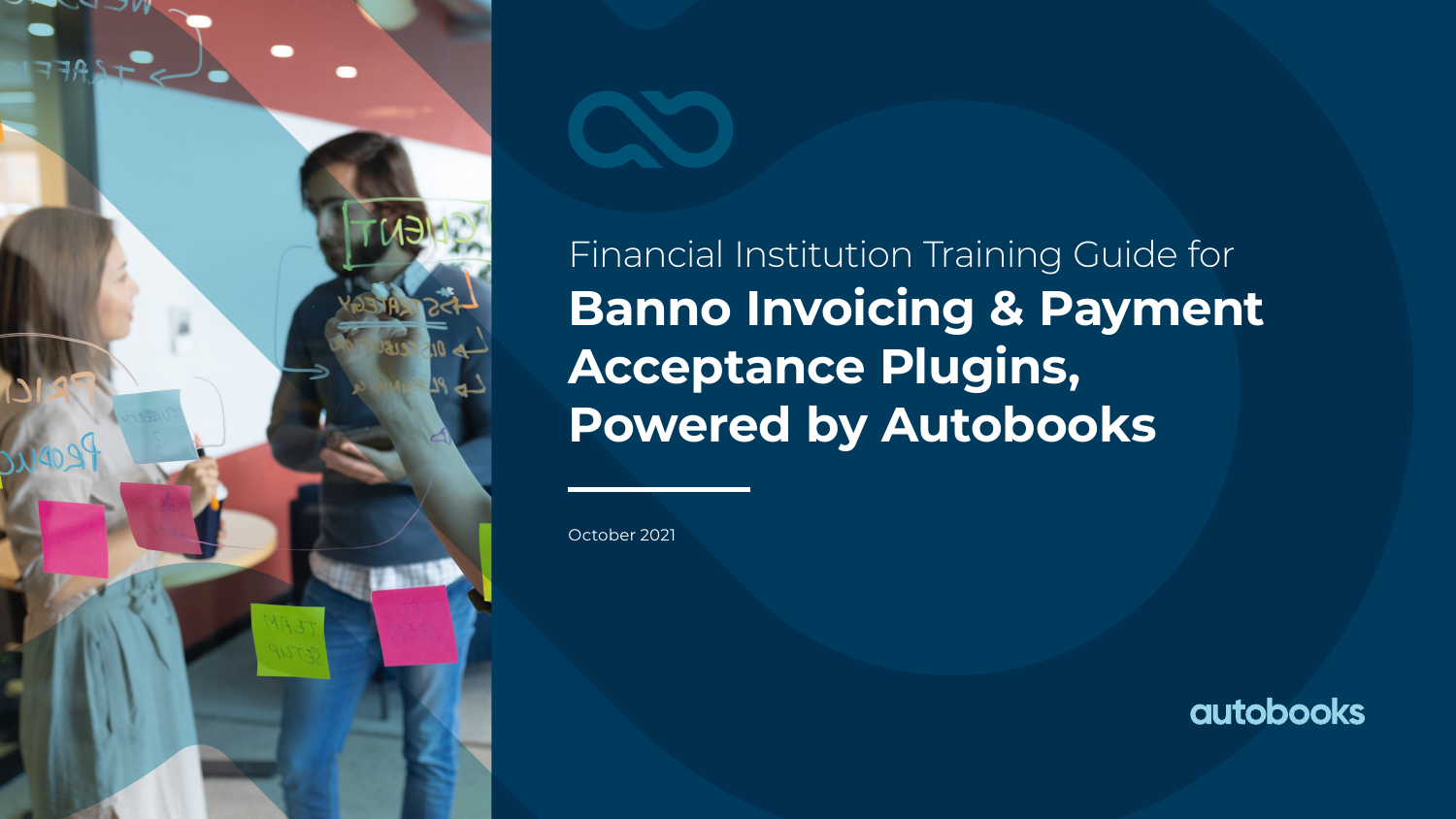Financial Institution Training Guide for

# Banno Invoicing & Payment Acceptance Plugins, Powered by Autobooks

October 2021

autobooks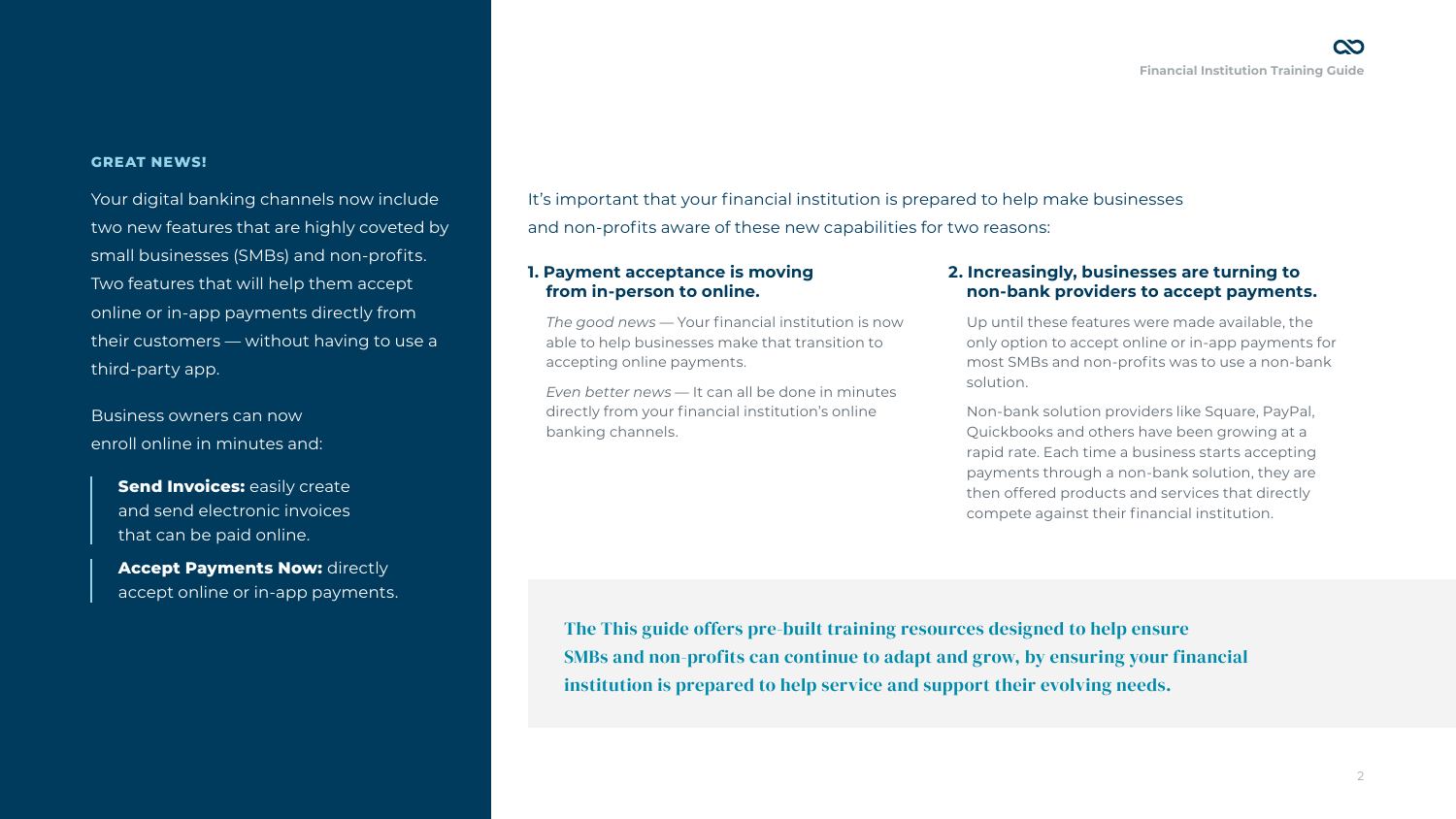**GREAT NEWS!**

Your digital banking channels now include two new features that are highly coveted by small businesses (SMBs) and non-profits. Two features that will help them accept online or in-app payments directly from their customers — without having to use a third-party app.

Business owners can now enroll online in minutes and:

- **Send Invoices:** easily create and send electronic invoices that can be paid online.
- **Accept Payments Now:** directly accept online or in-app payments.

It's important that your financial institution is prepared to help make businesses and non-profits aware of these new capabilities for two reasons:

### 1. Payment acceptance is moving from in-person to online.

*The good news* — Your financial institution is now able to help businesses make that transition to accepting online payments.

*Even better news* — It can all be done in minutes directly from your financial institution's online banking channels.

### 2. Increasingly, businesses are turning to non-bank providers to accept payments.

Up until these features were made available, the only option to accept online or in-app payments for most SMBs and non-profits was to use a non-bank solution.

Non-bank solution providers like Square, PayPal, Quickbooks and others have been growing at a rapid rate. Each time a business starts accepting payments through a non-bank solution, they are then offered products and services that directly compete against their financial institution.

**The This guide offers pre-built training resources designed to help ensure SMBs and non-profits can continue to adapt and grow, by ensuring your financial institution is prepared to help service and support their evolving needs.**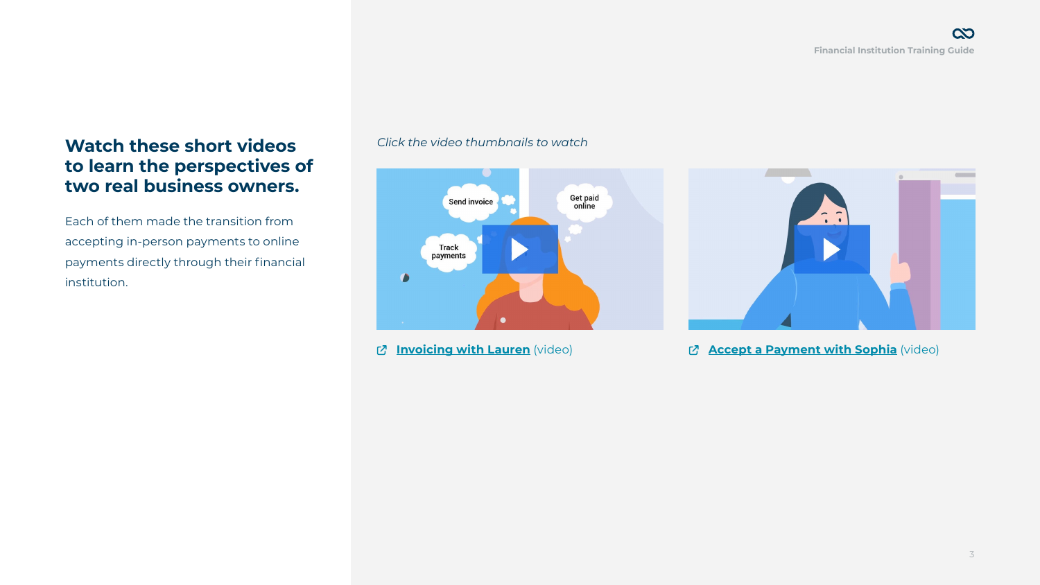## Watch these short videos to learn the perspectives of two real business owners.

Each of them made the transition from accepting in-person payments to online payments directly through their financial institution.

*Click the video thumbnails to watch*

**Invoicing with Lauren** (video)

**Accept a Payment with Sophia** (video)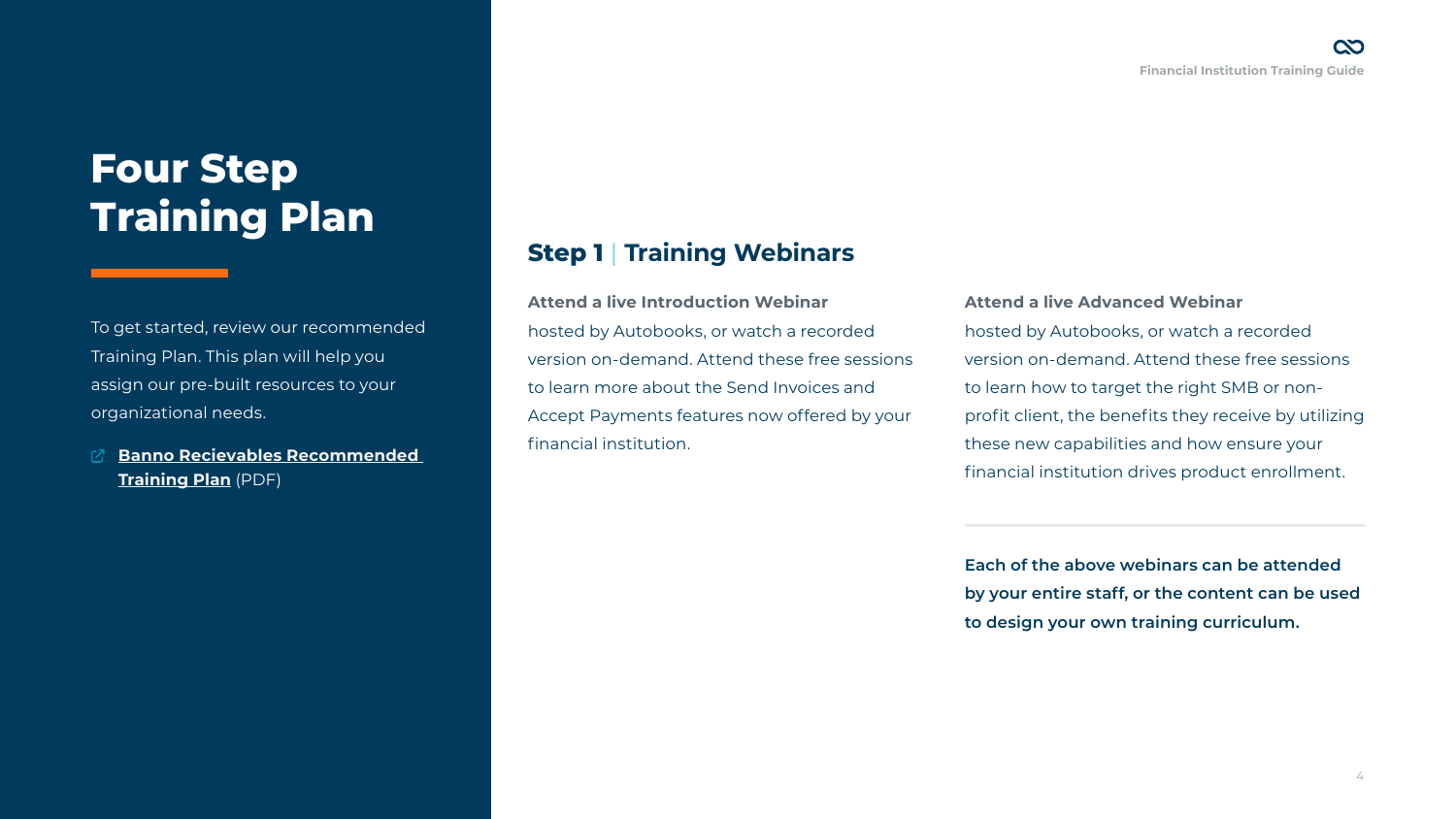# Four Step Training Plan

To get started, review our recommended Training Plan. This plan will help you assign our pre-built resources to your organizational needs.

- **Banno Recievables Recommended Training Plan** (PDF)

## Step 1 | Training Webinars

**Attend a live Introduction Webinar** hosted by Autobooks, or watch a recorded version on-demand. Attend these free sessions to learn more about the Send Invoices and Accept Payments features now offered by your financial institution.

**Attend a live Advanced Webinar** hosted by Autobooks, or watch a recorded version on-demand. Attend these free sessions to learn how to target the right SMB or non-profit client, the benefits they receive by utilizing these new capabilities and how ensure your financial institution drives product enrollment.

**Each of the above webinars can be attended by your entire staff, or the content can be used to design your own training curriculum.**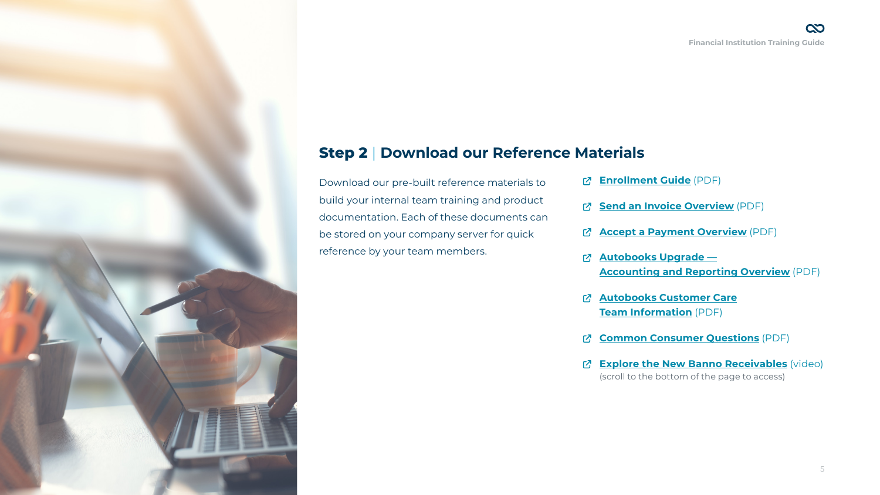## Step 2 | Download our Reference Materials

Download our pre-built reference materials to build your internal team training and product documentation. Each of these documents can be stored on your company server for quick reference by your team members.

- **Enrollment Guide** (PDF)
- **Send an Invoice Overview** (PDF)
- **Accept a Payment Overview** (PDF)
- **Autobooks Upgrade — Accounting and Reporting Overview** (PDF)
- **Autobooks Customer Care Team Information** (PDF)
- **Common Consumer Questions** (PDF)
- **Explore the New Banno Receivables** (video)
  (scroll to the bottom of the page to access)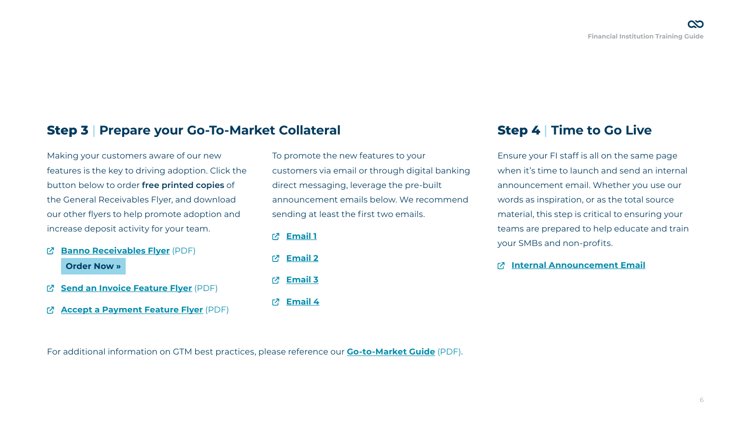## Step 3 | Prepare your Go-To-Market Collateral

Making your customers aware of our new features is the key to driving adoption. Click the button below to order **free printed copies** of the General Receivables Flyer, and download our other flyers to help promote adoption and increase deposit activity for your team.

- **Banno Receivables Flyer** (PDF)
  **Order Now »**
- **Send an Invoice Feature Flyer** (PDF)
- **Accept a Payment Feature Flyer** (PDF)

To promote the new features to your customers via email or through digital banking direct messaging, leverage the pre-built announcement emails below. We recommend sending at least the first two emails.

- **Email 1**
- **Email 2**
- **Email 3**
- **Email 4**

For additional information on GTM best practices, please reference our **Go-to-Market Guide** (PDF).

## Step 4 | Time to Go Live

Ensure your FI staff is all on the same page when it's time to launch and send an internal announcement email. Whether you use our words as inspiration, or as the total source material, this step is critical to ensuring your teams are prepared to help educate and train your SMBs and non-profits.

- **Internal Announcement Email**